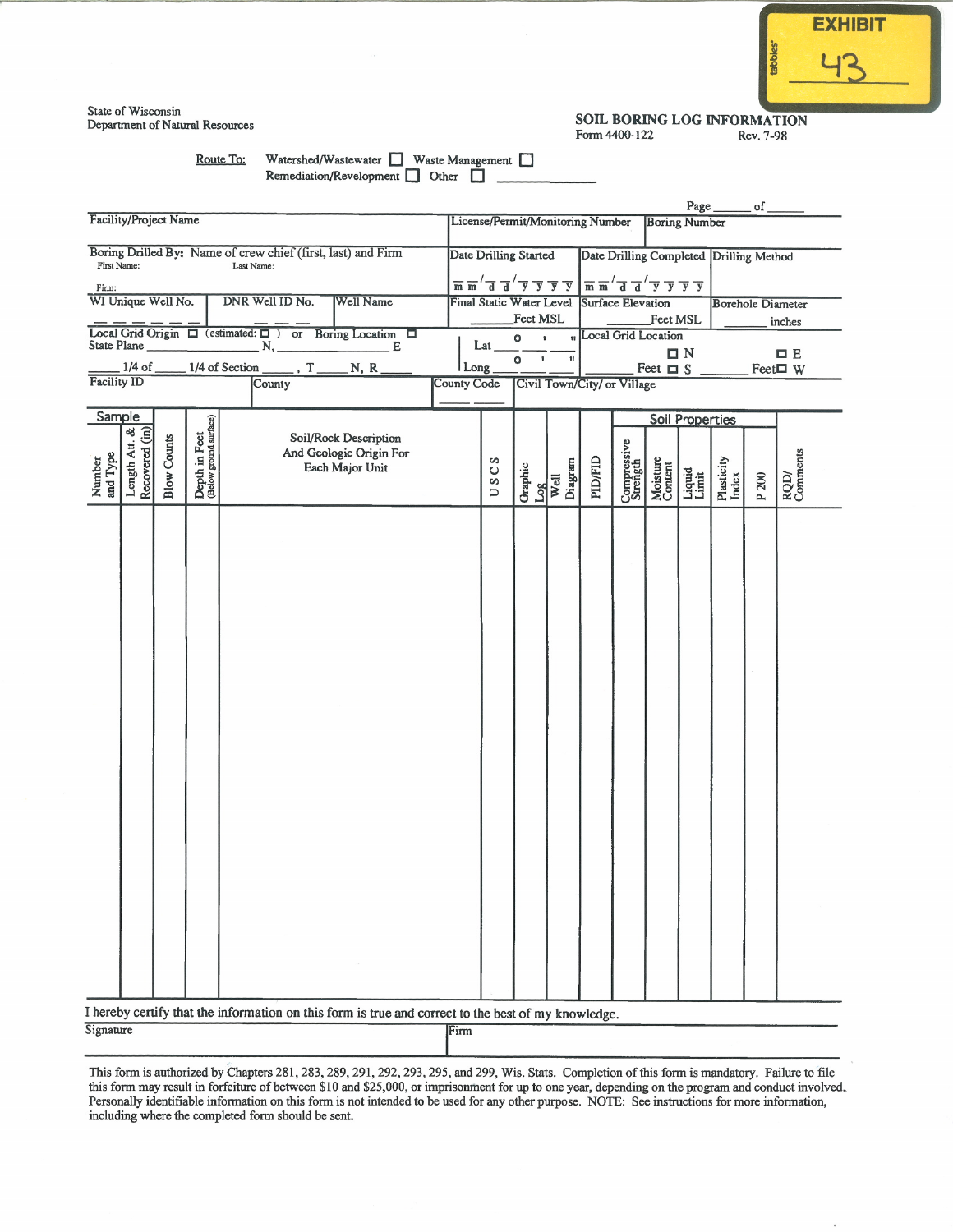EXHIBIT 43

State of Wisconsin
Department of Natural Resources

## SOIL BORING LOG INFORMATION

Form 4400-122 Rev. 7-98

Route To: Watershed/Wastewater ☐ Waste Management ☐
Remediation/Revelopment ☐ Other ☐ ________

Page ______ of ______

| Facility/Project Name | | | License/Permit/Monitoring Number | | Boring Number |
|---|---|---|---|---|---|
| Boring Drilled By: Name of crew chief (first, last) and Firm<br>First Name: Last Name:<br>Firm: | | | Date Drilling Started<br>_ _/_ _/_ _ _ _<br>m m d d y y y y | Date Drilling Completed<br>_ _/_ _/_ _ _ _<br>m m d d y y y y | Drilling Method |
| WI Unique Well No.<br>_ _ _ _ _ _ | DNR Well ID No.<br>_ _ _ | Well Name | Final Static Water Level<br>______ Feet MSL | Surface Elevation<br>______ Feet MSL | Borehole Diameter<br>______ inches |
| Local Grid Origin ☐ (estimated: ☐ ) or Boring Location ☐<br>State Plane ____________ N, ____________ E<br>_____ 1/4 of _____ 1/4 of Section _____, T _____ N, R _____ | | | Lat ___ ° ___ ' ___ "<br>Long ___ ° ___ ' ___ " | Local Grid Location<br>______ Feet ☐ N ☐ S | ______ Feet ☐ E ☐ W |
| Facility ID | County | | County Code<br>____ | Civil Town/City/ or Village | |

| Sample: Number and Type | Sample: Length Att. & Recovered (in) | Sample: Blow Counts | Depth in Feet (Below ground surface) | Soil/Rock Description And Geologic Origin For Each Major Unit | U S C S | Graphic Log | Well Diagram | PID/FID | Soil Properties: Compressive Strength | Soil Properties: Moisture Content | Soil Properties: Liquid Limit | Soil Properties: Plasticity Index | Soil Properties: P 200 | RQD/ Comments |
|---|---|---|---|---|---|---|---|---|---|---|---|---|---|---|
| | | | | | | | | | | | | | | |

I hereby certify that the information on this form is true and correct to the best of my knowledge.

| Signature | Firm |
|---|---|
| | |

This form is authorized by Chapters 281, 283, 289, 291, 292, 293, 295, and 299, Wis. Stats. Completion of this form is mandatory. Failure to file this form may result in forfeiture of between $10 and $25,000, or imprisonment for up to one year, depending on the program and conduct involved. Personally identifiable information on this form is not intended to be used for any other purpose. NOTE: See instructions for more information, including where the completed form should be sent.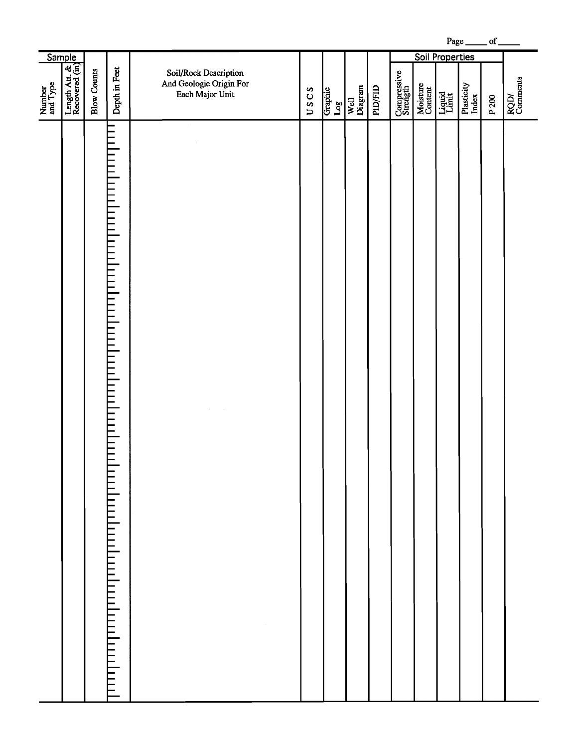Page _____ of _____

| Sample | | Blow Counts | Depth in Feet | Soil/Rock Description And Geologic Origin For Each Major Unit | U S C S | Graphic Log | Well Diagram | PID/FID | Soil Properties | | | | | RQD/ Comments |
|---|---|---|---|---|---|---|---|---|---|---|---|---|---|---|
| Number and Type | Length Att. & Recovered (in) | | | | | | | | Compressive Strength | Moisture Content | Liquid Limit | Plasticity Index | P 200 | |
| | | | | | | | | | | | | | | |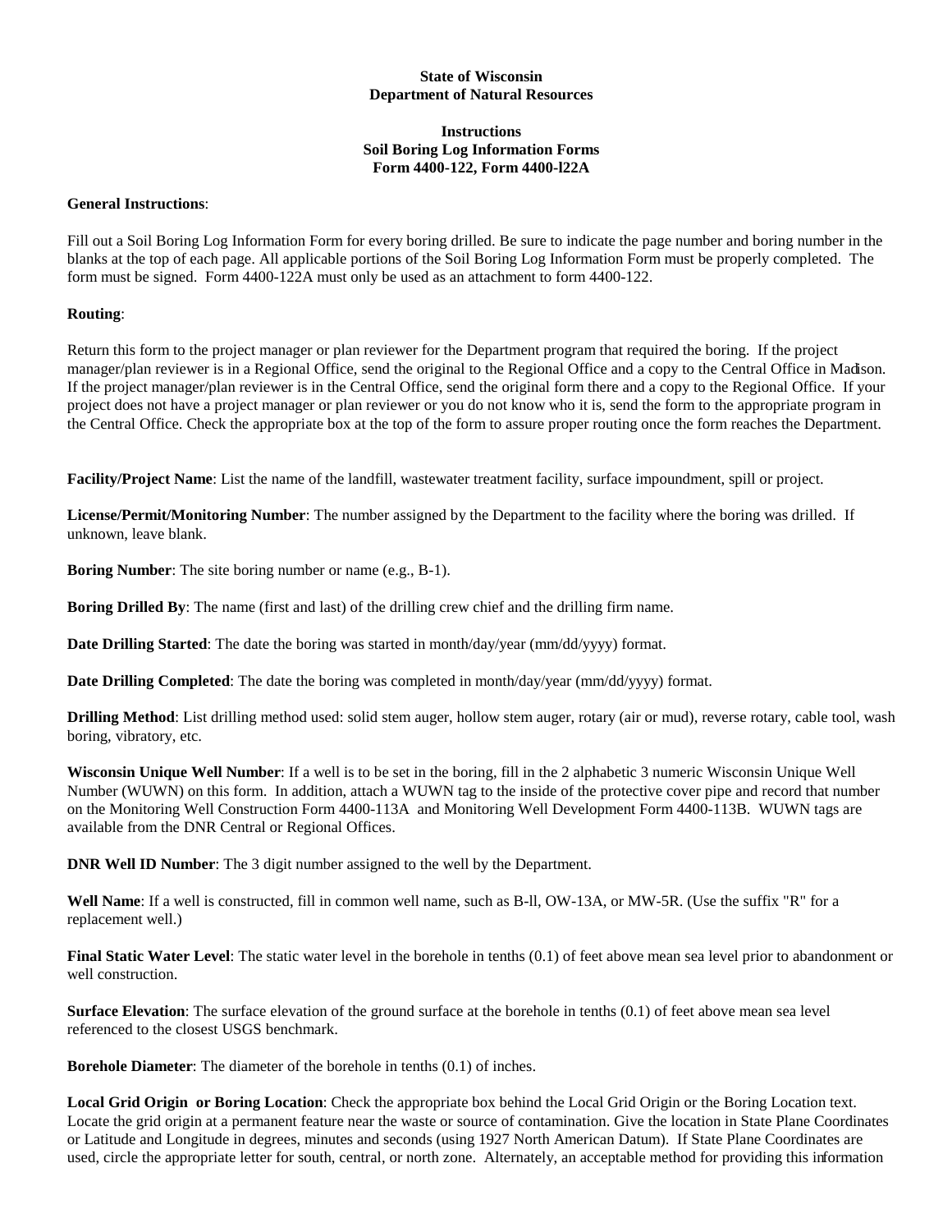**State of Wisconsin**
**Department of Natural Resources**

**Instructions**
**Soil Boring Log Information Forms**
**Form 4400-122, Form 4400-l22A**

**General Instructions**:

Fill out a Soil Boring Log Information Form for every boring drilled. Be sure to indicate the page number and boring number in the blanks at the top of each page. All applicable portions of the Soil Boring Log Information Form must be properly completed. The form must be signed. Form 4400-122A must only be used as an attachment to form 4400-122.

**Routing**:

Return this form to the project manager or plan reviewer for the Department program that required the boring. If the project manager/plan reviewer is in a Regional Office, send the original to the Regional Office and a copy to the Central Office in Madison. If the project manager/plan reviewer is in the Central Office, send the original form there and a copy to the Regional Office. If your project does not have a project manager or plan reviewer or you do not know who it is, send the form to the appropriate program in the Central Office. Check the appropriate box at the top of the form to assure proper routing once the form reaches the Department.

**Facility/Project Name**: List the name of the landfill, wastewater treatment facility, surface impoundment, spill or project.

**License/Permit/Monitoring Number**: The number assigned by the Department to the facility where the boring was drilled. If unknown, leave blank.

**Boring Number**: The site boring number or name (e.g., B-1).

**Boring Drilled By**: The name (first and last) of the drilling crew chief and the drilling firm name.

**Date Drilling Started**: The date the boring was started in month/day/year (mm/dd/yyyy) format.

**Date Drilling Completed**: The date the boring was completed in month/day/year (mm/dd/yyyy) format.

**Drilling Method**: List drilling method used: solid stem auger, hollow stem auger, rotary (air or mud), reverse rotary, cable tool, wash boring, vibratory, etc.

**Wisconsin Unique Well Number**: If a well is to be set in the boring, fill in the 2 alphabetic 3 numeric Wisconsin Unique Well Number (WUWN) on this form. In addition, attach a WUWN tag to the inside of the protective cover pipe and record that number on the Monitoring Well Construction Form 4400-113A and Monitoring Well Development Form 4400-113B. WUWN tags are available from the DNR Central or Regional Offices.

**DNR Well ID Number**: The 3 digit number assigned to the well by the Department.

**Well Name**: If a well is constructed, fill in common well name, such as B-ll, OW-13A, or MW-5R. (Use the suffix "R" for a replacement well.)

**Final Static Water Level**: The static water level in the borehole in tenths (0.1) of feet above mean sea level prior to abandonment or well construction.

**Surface Elevation**: The surface elevation of the ground surface at the borehole in tenths (0.1) of feet above mean sea level referenced to the closest USGS benchmark.

**Borehole Diameter**: The diameter of the borehole in tenths (0.1) of inches.

**Local Grid Origin or Boring Location**: Check the appropriate box behind the Local Grid Origin or the Boring Location text. Locate the grid origin at a permanent feature near the waste or source of contamination. Give the location in State Plane Coordinates or Latitude and Longitude in degrees, minutes and seconds (using 1927 North American Datum). If State Plane Coordinates are used, circle the appropriate letter for south, central, or north zone. Alternately, an acceptable method for providing this information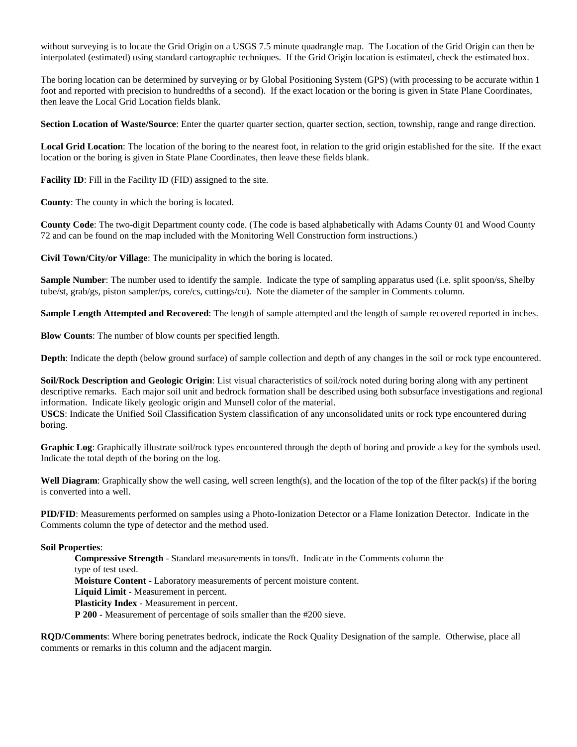without surveying is to locate the Grid Origin on a USGS 7.5 minute quadrangle map. The Location of the Grid Origin can then be interpolated (estimated) using standard cartographic techniques. If the Grid Origin location is estimated, check the estimated box.

The boring location can be determined by surveying or by Global Positioning System (GPS) (with processing to be accurate within 1 foot and reported with precision to hundredths of a second). If the exact location or the boring is given in State Plane Coordinates, then leave the Local Grid Location fields blank.

**Section Location of Waste/Source**: Enter the quarter quarter section, quarter section, section, township, range and range direction.

**Local Grid Location**: The location of the boring to the nearest foot, in relation to the grid origin established for the site. If the exact location or the boring is given in State Plane Coordinates, then leave these fields blank.

**Facility ID**: Fill in the Facility ID (FID) assigned to the site.

**County**: The county in which the boring is located.

**County Code**: The two-digit Department county code. (The code is based alphabetically with Adams County 01 and Wood County 72 and can be found on the map included with the Monitoring Well Construction form instructions.)

**Civil Town/City/or Village**: The municipality in which the boring is located.

**Sample Number**: The number used to identify the sample. Indicate the type of sampling apparatus used (i.e. split spoon/ss, Shelby tube/st, grab/gs, piston sampler/ps, core/cs, cuttings/cu). Note the diameter of the sampler in Comments column.

**Sample Length Attempted and Recovered**: The length of sample attempted and the length of sample recovered reported in inches.

**Blow Counts**: The number of blow counts per specified length.

**Depth**: Indicate the depth (below ground surface) of sample collection and depth of any changes in the soil or rock type encountered.

**Soil/Rock Description and Geologic Origin**: List visual characteristics of soil/rock noted during boring along with any pertinent descriptive remarks. Each major soil unit and bedrock formation shall be described using both subsurface investigations and regional information. Indicate likely geologic origin and Munsell color of the material.
**USCS**: Indicate the Unified Soil Classification System classification of any unconsolidated units or rock type encountered during boring.

**Graphic Log**: Graphically illustrate soil/rock types encountered through the depth of boring and provide a key for the symbols used. Indicate the total depth of the boring on the log.

**Well Diagram**: Graphically show the well casing, well screen length(s), and the location of the top of the filter pack(s) if the boring is converted into a well.

**PID/FID**: Measurements performed on samples using a Photo-Ionization Detector or a Flame Ionization Detector. Indicate in the Comments column the type of detector and the method used.

**Soil Properties**:

- **Compressive Strength** - Standard measurements in tons/ft. Indicate in the Comments column the type of test used.
- **Moisture Content** - Laboratory measurements of percent moisture content.
- **Liquid Limit** - Measurement in percent.
- **Plasticity Index** - Measurement in percent.
- **P 200** - Measurement of percentage of soils smaller than the #200 sieve.

**RQD/Comments**: Where boring penetrates bedrock, indicate the Rock Quality Designation of the sample. Otherwise, place all comments or remarks in this column and the adjacent margin.